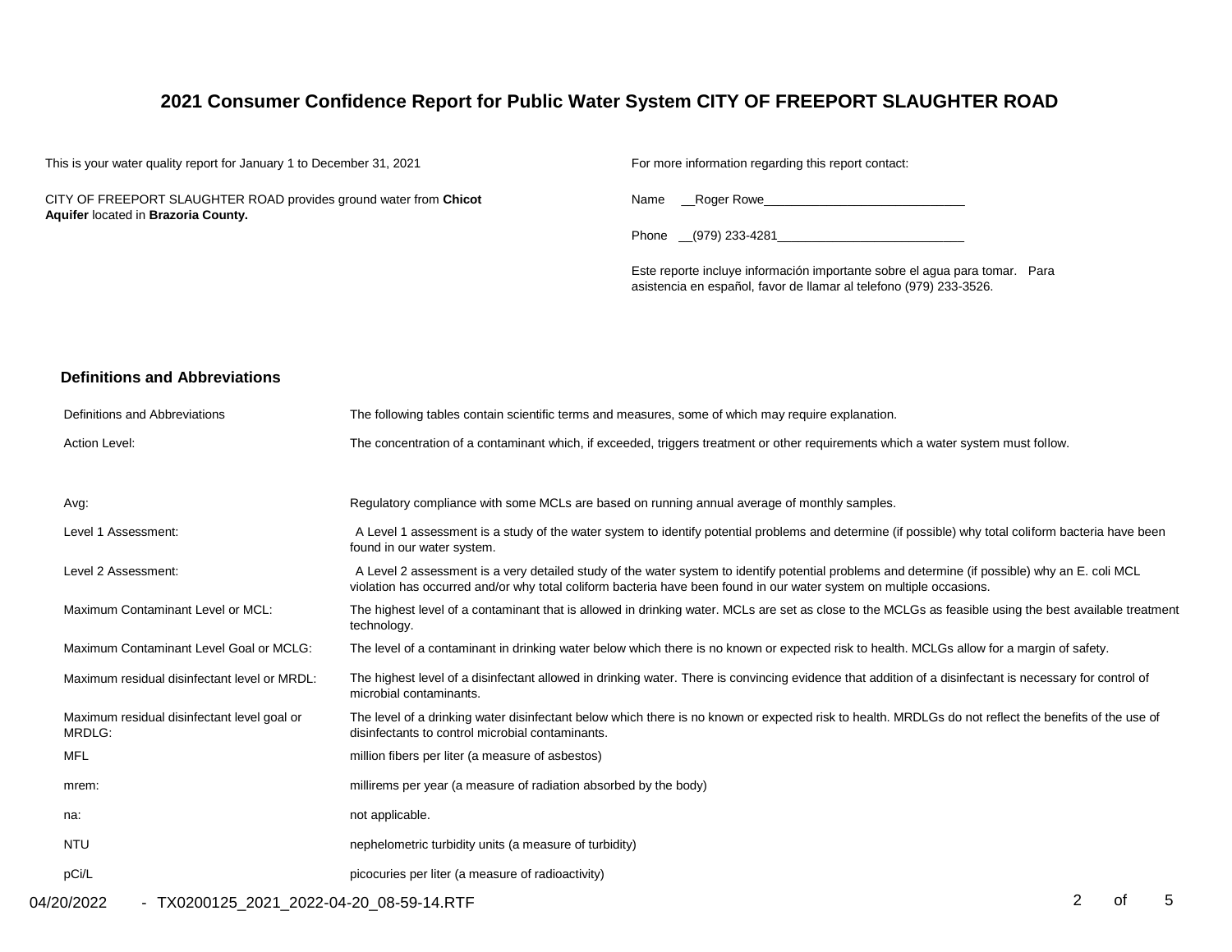# 2021 Consumer Confidence Report for Public Water System CITY OF FREEPORT SLAUGHTER ROAD

This is your water quality report for January 1 to December 31, 2021

CITY OF FREEPORT SLAUGHTER ROAD provides ground water from **Chicot Aquifer** located in **Brazoria County.**

For more information regarding this report contact:

Name __Roger Rowe______________________________

Phone __(979) 233-4281____________________________

Este reporte incluye información importante sobre el agua para tomar. Para asistencia en español, favor de llamar al telefono (979) 233-3526.

## Definitions and Abbreviations

| | |
|---|---|
| Definitions and Abbreviations | The following tables contain scientific terms and measures, some of which may require explanation. |
| Action Level: | The concentration of a contaminant which, if exceeded, triggers treatment or other requirements which a water system must follow. |
| Avg: | Regulatory compliance with some MCLs are based on running annual average of monthly samples. |
| Level 1 Assessment: | A Level 1 assessment is a study of the water system to identify potential problems and determine (if possible) why total coliform bacteria have been found in our water system. |
| Level 2 Assessment: | A Level 2 assessment is a very detailed study of the water system to identify potential problems and determine (if possible) why an E. coli MCL violation has occurred and/or why total coliform bacteria have been found in our water system on multiple occasions. |
| Maximum Contaminant Level or MCL: | The highest level of a contaminant that is allowed in drinking water. MCLs are set as close to the MCLGs as feasible using the best available treatment technology. |
| Maximum Contaminant Level Goal or MCLG: | The level of a contaminant in drinking water below which there is no known or expected risk to health. MCLGs allow for a margin of safety. |
| Maximum residual disinfectant level or MRDL: | The highest level of a disinfectant allowed in drinking water. There is convincing evidence that addition of a disinfectant is necessary for control of microbial contaminants. |
| Maximum residual disinfectant level goal or MRDLG: | The level of a drinking water disinfectant below which there is no known or expected risk to health. MRDLGs do not reflect the benefits of the use of disinfectants to control microbial contaminants. |
| MFL | million fibers per liter (a measure of asbestos) |
| mrem: | millirems per year (a measure of radiation absorbed by the body) |
| na: | not applicable. |
| NTU | nephelometric turbidity units (a measure of turbidity) |
| pCi/L | picocuries per liter (a measure of radioactivity) |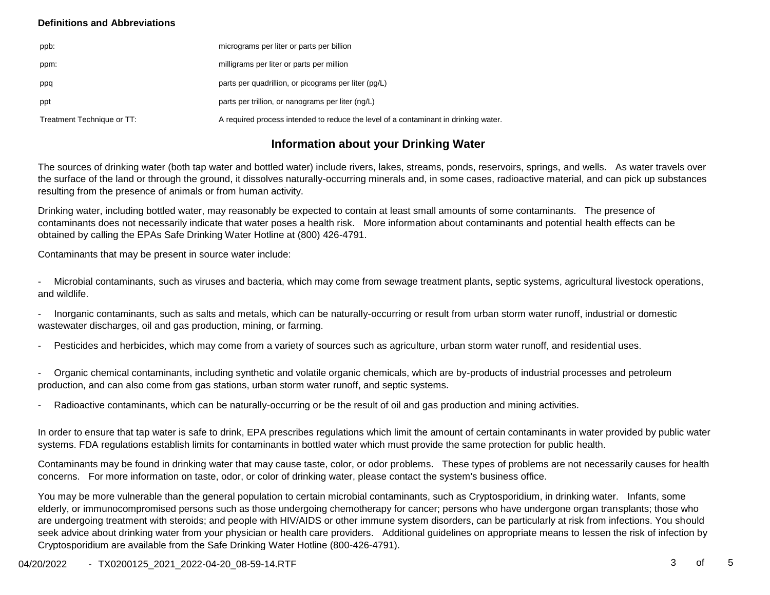**Definitions and Abbreviations**

| | |
|---|---|
| ppb: | micrograms per liter or parts per billion |
| ppm: | milligrams per liter or parts per million |
| ppq | parts per quadrillion, or picograms per liter (pg/L) |
| ppt | parts per trillion, or nanograms per liter (ng/L) |
| Treatment Technique or TT: | A required process intended to reduce the level of a contaminant in drinking water. |

## Information about your Drinking Water

The sources of drinking water (both tap water and bottled water) include rivers, lakes, streams, ponds, reservoirs, springs, and wells. As water travels over the surface of the land or through the ground, it dissolves naturally-occurring minerals and, in some cases, radioactive material, and can pick up substances resulting from the presence of animals or from human activity.

Drinking water, including bottled water, may reasonably be expected to contain at least small amounts of some contaminants. The presence of contaminants does not necessarily indicate that water poses a health risk. More information about contaminants and potential health effects can be obtained by calling the EPAs Safe Drinking Water Hotline at (800) 426-4791.

Contaminants that may be present in source water include:

- Microbial contaminants, such as viruses and bacteria, which may come from sewage treatment plants, septic systems, agricultural livestock operations, and wildlife.
- Inorganic contaminants, such as salts and metals, which can be naturally-occurring or result from urban storm water runoff, industrial or domestic wastewater discharges, oil and gas production, mining, or farming.
- Pesticides and herbicides, which may come from a variety of sources such as agriculture, urban storm water runoff, and residential uses.
- Organic chemical contaminants, including synthetic and volatile organic chemicals, which are by-products of industrial processes and petroleum production, and can also come from gas stations, urban storm water runoff, and septic systems.
- Radioactive contaminants, which can be naturally-occurring or be the result of oil and gas production and mining activities.

In order to ensure that tap water is safe to drink, EPA prescribes regulations which limit the amount of certain contaminants in water provided by public water systems. FDA regulations establish limits for contaminants in bottled water which must provide the same protection for public health.

Contaminants may be found in drinking water that may cause taste, color, or odor problems. These types of problems are not necessarily causes for health concerns. For more information on taste, odor, or color of drinking water, please contact the system's business office.

You may be more vulnerable than the general population to certain microbial contaminants, such as Cryptosporidium, in drinking water. Infants, some elderly, or immunocompromised persons such as those undergoing chemotherapy for cancer; persons who have undergone organ transplants; those who are undergoing treatment with steroids; and people with HIV/AIDS or other immune system disorders, can be particularly at risk from infections. You should seek advice about drinking water from your physician or health care providers. Additional guidelines on appropriate means to lessen the risk of infection by Cryptosporidium are available from the Safe Drinking Water Hotline (800-426-4791).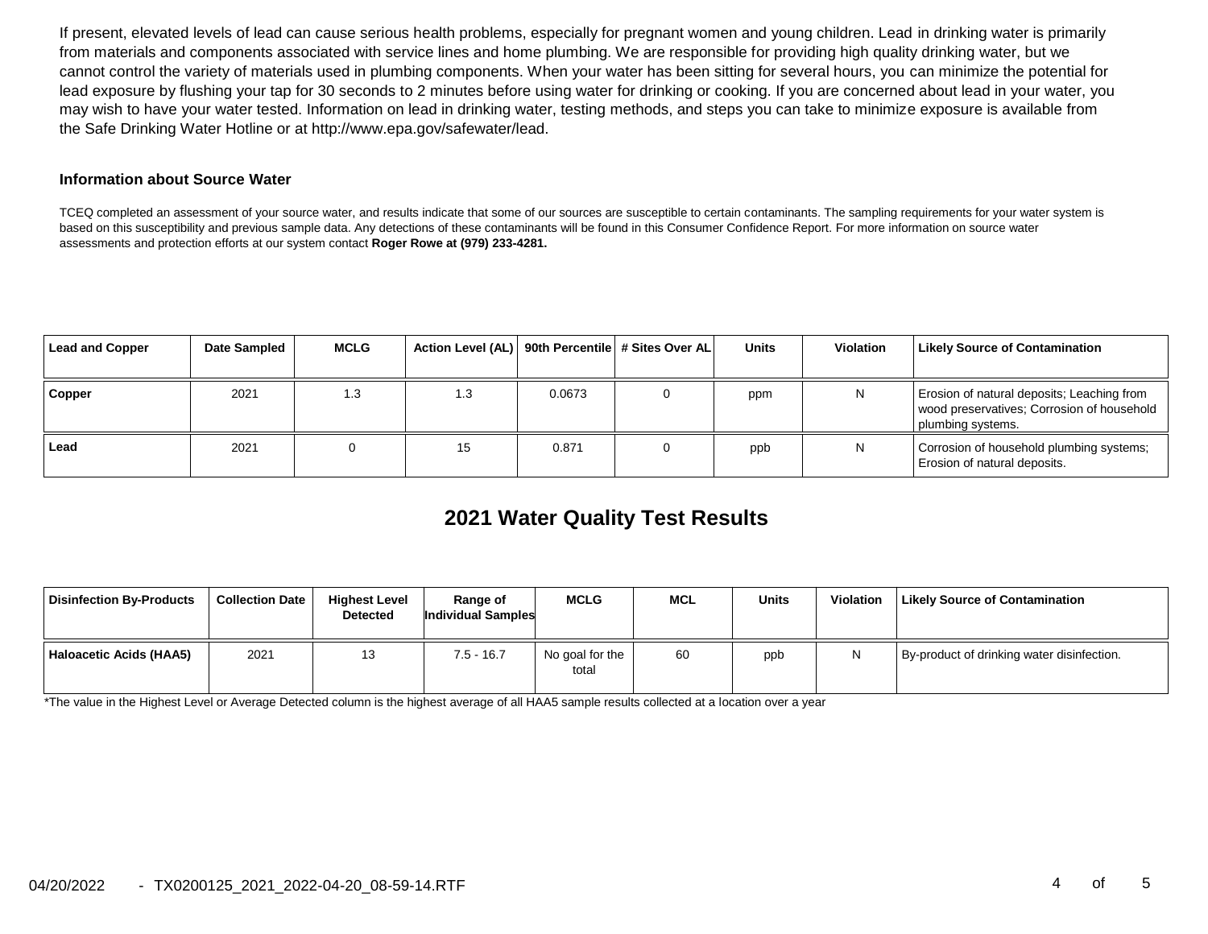If present, elevated levels of lead can cause serious health problems, especially for pregnant women and young children. Lead in drinking water is primarily from materials and components associated with service lines and home plumbing. We are responsible for providing high quality drinking water, but we cannot control the variety of materials used in plumbing components. When your water has been sitting for several hours, you can minimize the potential for lead exposure by flushing your tap for 30 seconds to 2 minutes before using water for drinking or cooking. If you are concerned about lead in your water, you may wish to have your water tested. Information on lead in drinking water, testing methods, and steps you can take to minimize exposure is available from the Safe Drinking Water Hotline or at http://www.epa.gov/safewater/lead.

### Information about Source Water

TCEQ completed an assessment of your source water, and results indicate that some of our sources are susceptible to certain contaminants. The sampling requirements for your water system is based on this susceptibility and previous sample data. Any detections of these contaminants will be found in this Consumer Confidence Report. For more information on source water assessments and protection efforts at our system contact **Roger Rowe at (979) 233-4281.**

| Lead and Copper | Date Sampled | MCLG | Action Level (AL) | 90th Percentile | # Sites Over AL | Units | Violation | Likely Source of Contamination |
|---|---|---|---|---|---|---|---|---|
| Copper | 2021 | 1.3 | 1.3 | 0.0673 | 0 | ppm | N | Erosion of natural deposits; Leaching from wood preservatives; Corrosion of household plumbing systems. |
| Lead | 2021 | 0 | 15 | 0.871 | 0 | ppb | N | Corrosion of household plumbing systems; Erosion of natural deposits. |

## 2021 Water Quality Test Results

| Disinfection By-Products | Collection Date | Highest Level Detected | Range of Individual Samples | MCLG | MCL | Units | Violation | Likely Source of Contamination |
|---|---|---|---|---|---|---|---|---|
| Haloacetic Acids (HAA5) | 2021 | 13 | 7.5 - 16.7 | No goal for the total | 60 | ppb | N | By-product of drinking water disinfection. |

*The value in the Highest Level or Average Detected column is the highest average of all HAA5 sample results collected at a location over a year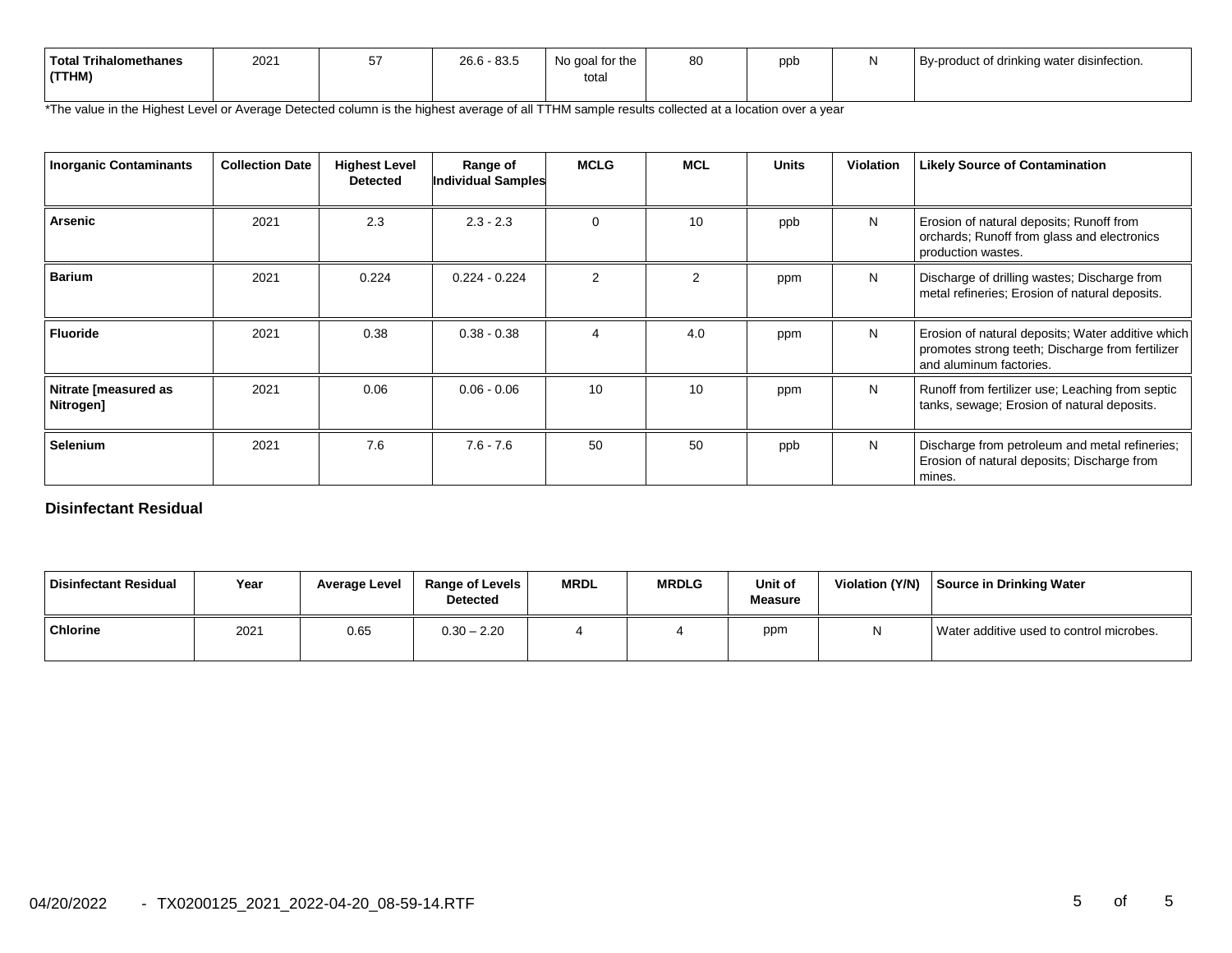| | | | | | | | | |
|---|---|---|---|---|---|---|---|---|
| **Total Trihalomethanes (TTHM)** | 2021 | 57 | 26.6 - 83.5 | No goal for the total | 80 | ppb | N | By-product of drinking water disinfection. |

*The value in the Highest Level or Average Detected column is the highest average of all TTHM sample results collected at a location over a year

| Inorganic Contaminants | Collection Date | Highest Level Detected | Range of Individual Samples | MCLG | MCL | Units | Violation | Likely Source of Contamination |
|---|---|---|---|---|---|---|---|---|
| **Arsenic** | 2021 | 2.3 | 2.3 - 2.3 | 0 | 10 | ppb | N | Erosion of natural deposits; Runoff from orchards; Runoff from glass and electronics production wastes. |
| **Barium** | 2021 | 0.224 | 0.224 - 0.224 | 2 | 2 | ppm | N | Discharge of drilling wastes; Discharge from metal refineries; Erosion of natural deposits. |
| **Fluoride** | 2021 | 0.38 | 0.38 - 0.38 | 4 | 4.0 | ppm | N | Erosion of natural deposits; Water additive which promotes strong teeth; Discharge from fertilizer and aluminum factories. |
| **Nitrate [measured as Nitrogen]** | 2021 | 0.06 | 0.06 - 0.06 | 10 | 10 | ppm | N | Runoff from fertilizer use; Leaching from septic tanks, sewage; Erosion of natural deposits. |
| **Selenium** | 2021 | 7.6 | 7.6 - 7.6 | 50 | 50 | ppb | N | Discharge from petroleum and metal refineries; Erosion of natural deposits; Discharge from mines. |

### Disinfectant Residual

| Disinfectant Residual | Year | Average Level | Range of Levels Detected | MRDL | MRDLG | Unit of Measure | Violation (Y/N) | Source in Drinking Water |
|---|---|---|---|---|---|---|---|---|
| **Chlorine** | 2021 | 0.65 | 0.30 – 2.20 | 4 | 4 | ppm | N | Water additive used to control microbes. |